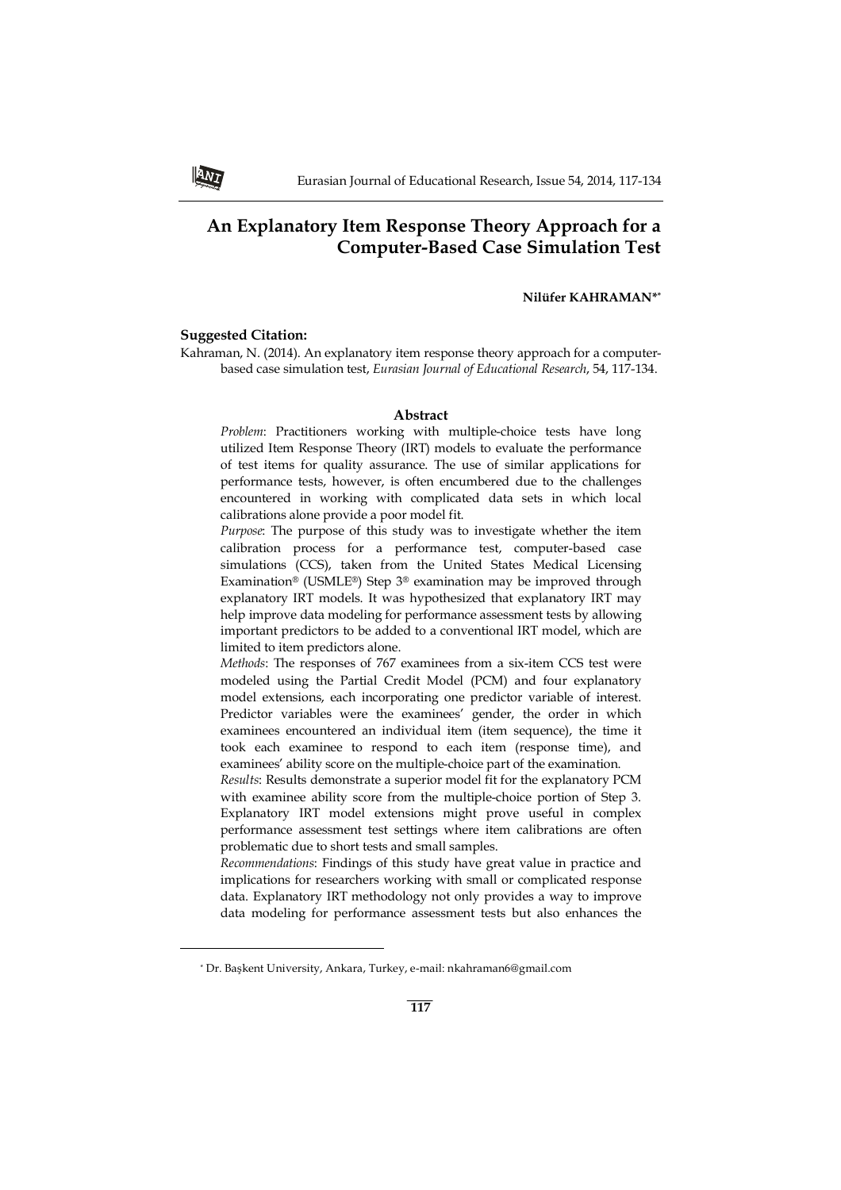# An Explanatory Item Response Theory Approach for a Computer-Based Case Simulation Test

**Nilüfer KAHRAMAN*[*]**

**Suggested Citation:**

Kahraman, N. (2014). An explanatory item response theory approach for a computer-based case simulation test, *Eurasian Journal of Educational Research*, 54, 117-134.

**Abstract**

*Problem*: Practitioners working with multiple-choice tests have long utilized Item Response Theory (IRT) models to evaluate the performance of test items for quality assurance. The use of similar applications for performance tests, however, is often encumbered due to the challenges encountered in working with complicated data sets in which local calibrations alone provide a poor model fit.

*Purpose*: The purpose of this study was to investigate whether the item calibration process for a performance test, computer-based case simulations (CCS), taken from the United States Medical Licensing Examination® (USMLE®) Step 3® examination may be improved through explanatory IRT models. It was hypothesized that explanatory IRT may help improve data modeling for performance assessment tests by allowing important predictors to be added to a conventional IRT model, which are limited to item predictors alone.

*Methods*: The responses of 767 examinees from a six-item CCS test were modeled using the Partial Credit Model (PCM) and four explanatory model extensions, each incorporating one predictor variable of interest. Predictor variables were the examinees' gender, the order in which examinees encountered an individual item (item sequence), the time it took each examinee to respond to each item (response time), and examinees' ability score on the multiple-choice part of the examination.

*Results*: Results demonstrate a superior model fit for the explanatory PCM with examinee ability score from the multiple-choice portion of Step 3. Explanatory IRT model extensions might prove useful in complex performance assessment test settings where item calibrations are often problematic due to short tests and small samples.

*Recommendations*: Findings of this study have great value in practice and implications for researchers working with small or complicated response data. Explanatory IRT methodology not only provides a way to improve data modeling for performance assessment tests but also enhances the

---

[*] Dr. Başkent University, Ankara, Turkey, e-mail: nkahraman6@gmail.com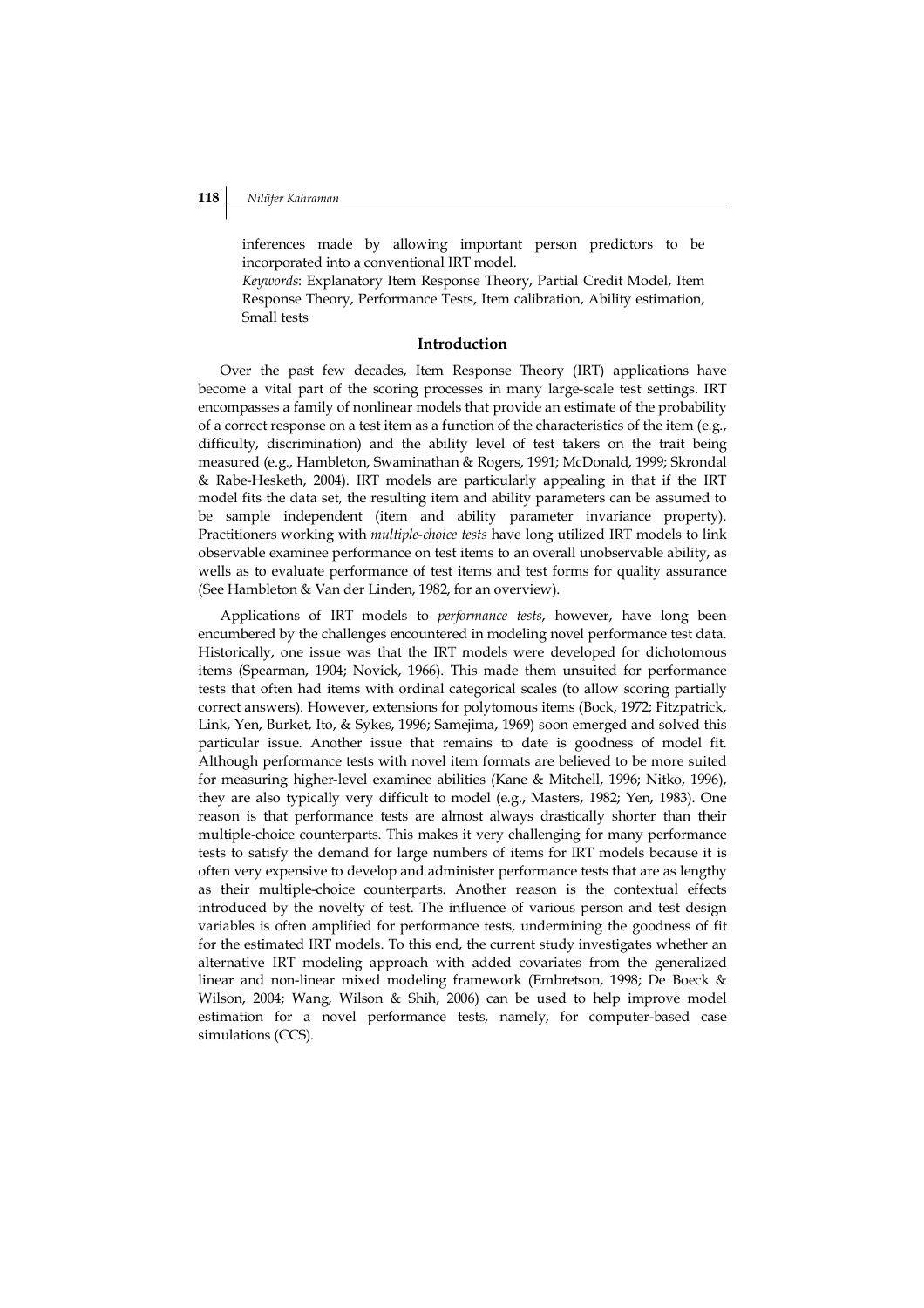inferences made by allowing important person predictors to be incorporated into a conventional IRT model.

*Keywords*: Explanatory Item Response Theory, Partial Credit Model, Item Response Theory, Performance Tests, Item calibration, Ability estimation, Small tests

## Introduction

Over the past few decades, Item Response Theory (IRT) applications have become a vital part of the scoring processes in many large-scale test settings. IRT encompasses a family of nonlinear models that provide an estimate of the probability of a correct response on a test item as a function of the characteristics of the item (e.g., difficulty, discrimination) and the ability level of test takers on the trait being measured (e.g., Hambleton, Swaminathan & Rogers, 1991; McDonald, 1999; Skrondal & Rabe-Hesketh, 2004). IRT models are particularly appealing in that if the IRT model fits the data set, the resulting item and ability parameters can be assumed to be sample independent (item and ability parameter invariance property). Practitioners working with *multiple-choice tests* have long utilized IRT models to link observable examinee performance on test items to an overall unobservable ability, as wells as to evaluate performance of test items and test forms for quality assurance (See Hambleton & Van der Linden, 1982, for an overview).

Applications of IRT models to *performance tests*, however, have long been encumbered by the challenges encountered in modeling novel performance test data. Historically, one issue was that the IRT models were developed for dichotomous items (Spearman, 1904; Novick, 1966). This made them unsuited for performance tests that often had items with ordinal categorical scales (to allow scoring partially correct answers). However, extensions for polytomous items (Bock, 1972; Fitzpatrick, Link, Yen, Burket, Ito, & Sykes, 1996; Samejima, 1969) soon emerged and solved this particular issue. Another issue that remains to date is goodness of model fit. Although performance tests with novel item formats are believed to be more suited for measuring higher-level examinee abilities (Kane & Mitchell, 1996; Nitko, 1996), they are also typically very difficult to model (e.g., Masters, 1982; Yen, 1983). One reason is that performance tests are almost always drastically shorter than their multiple-choice counterparts. This makes it very challenging for many performance tests to satisfy the demand for large numbers of items for IRT models because it is often very expensive to develop and administer performance tests that are as lengthy as their multiple-choice counterparts. Another reason is the contextual effects introduced by the novelty of test. The influence of various person and test design variables is often amplified for performance tests, undermining the goodness of fit for the estimated IRT models. To this end, the current study investigates whether an alternative IRT modeling approach with added covariates from the generalized linear and non-linear mixed modeling framework (Embretson, 1998; De Boeck & Wilson, 2004; Wang, Wilson & Shih, 2006) can be used to help improve model estimation for a novel performance tests, namely, for computer-based case simulations (CCS).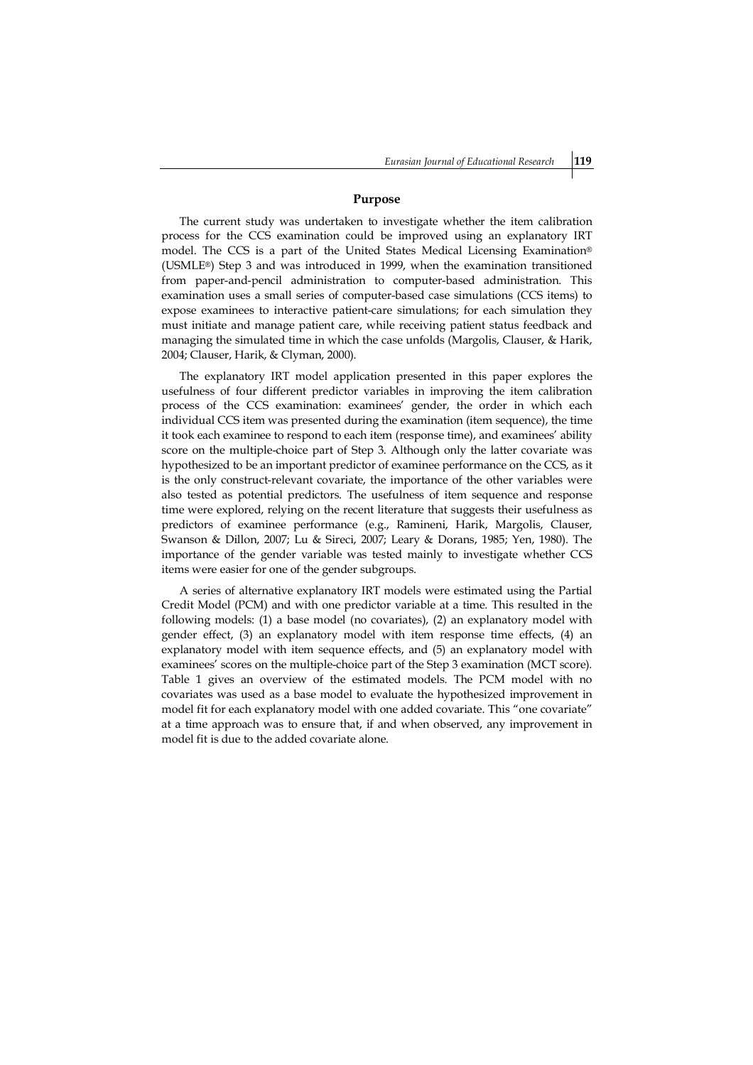## Purpose

The current study was undertaken to investigate whether the item calibration process for the CCS examination could be improved using an explanatory IRT model. The CCS is a part of the United States Medical Licensing Examination® (USMLE®) Step 3 and was introduced in 1999, when the examination transitioned from paper-and-pencil administration to computer-based administration. This examination uses a small series of computer-based case simulations (CCS items) to expose examinees to interactive patient-care simulations; for each simulation they must initiate and manage patient care, while receiving patient status feedback and managing the simulated time in which the case unfolds (Margolis, Clauser, & Harik, 2004; Clauser, Harik, & Clyman, 2000).

The explanatory IRT model application presented in this paper explores the usefulness of four different predictor variables in improving the item calibration process of the CCS examination: examinees' gender, the order in which each individual CCS item was presented during the examination (item sequence), the time it took each examinee to respond to each item (response time), and examinees' ability score on the multiple-choice part of Step 3. Although only the latter covariate was hypothesized to be an important predictor of examinee performance on the CCS, as it is the only construct-relevant covariate, the importance of the other variables were also tested as potential predictors. The usefulness of item sequence and response time were explored, relying on the recent literature that suggests their usefulness as predictors of examinee performance (e.g., Ramineni, Harik, Margolis, Clauser, Swanson & Dillon, 2007; Lu & Sireci, 2007; Leary & Dorans, 1985; Yen, 1980). The importance of the gender variable was tested mainly to investigate whether CCS items were easier for one of the gender subgroups.

A series of alternative explanatory IRT models were estimated using the Partial Credit Model (PCM) and with one predictor variable at a time. This resulted in the following models: (1) a base model (no covariates), (2) an explanatory model with gender effect, (3) an explanatory model with item response time effects, (4) an explanatory model with item sequence effects, and (5) an explanatory model with examinees' scores on the multiple-choice part of the Step 3 examination (MCT score). Table 1 gives an overview of the estimated models. The PCM model with no covariates was used as a base model to evaluate the hypothesized improvement in model fit for each explanatory model with one added covariate. This "one covariate" at a time approach was to ensure that, if and when observed, any improvement in model fit is due to the added covariate alone.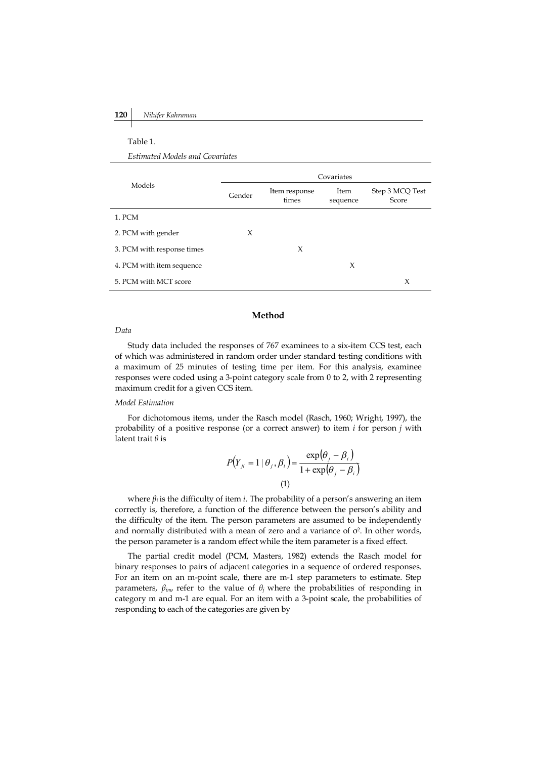Table 1.

*Estimated Models and Covariates*

| Models | Covariates | | | |
|---|---|---|---|---|
| | Gender | Item response times | Item sequence | Step 3 MCQ Test Score |
| 1. PCM | | | | |
| 2. PCM with gender | X | | | |
| 3. PCM with response times | | X | | |
| 4. PCM with item sequence | | | X | |
| 5. PCM with MCT score | | | | X |

## Method

*Data*

Study data included the responses of 767 examinees to a six-item CCS test, each of which was administered in random order under standard testing conditions with a maximum of 25 minutes of testing time per item. For this analysis, examinee responses were coded using a 3-point category scale from 0 to 2, with 2 representing maximum credit for a given CCS item.

*Model Estimation*

For dichotomous items, under the Rasch model (Rasch, 1960; Wright, 1997), the probability of a positive response (or a correct answer) to item $i$ for person $j$ with latent trait $\theta$ is

$$P\left(Y_{ji}=1 \mid \theta_j, \beta_i\right)=\frac{\exp\left(\theta_j-\beta_i\right)}{1+\exp\left(\theta_j-\beta_i\right)} \tag{1}$$

where $\beta_i$ is the difficulty of item $i$. The probability of a person's answering an item correctly is, therefore, a function of the difference between the person's ability and the difficulty of the item. The person parameters are assumed to be independently and normally distributed with a mean of zero and a variance of $\sigma^2$. In other words, the person parameter is a random effect while the item parameter is a fixed effect.

The partial credit model (PCM, Masters, 1982) extends the Rasch model for binary responses to pairs of adjacent categories in a sequence of ordered responses. For an item on an m-point scale, there are m-1 step parameters to estimate. Step parameters, $\beta_{im}$, refer to the value of $\theta_j$ where the probabilities of responding in category m and m-1 are equal. For an item with a 3-point scale, the probabilities of responding to each of the categories are given by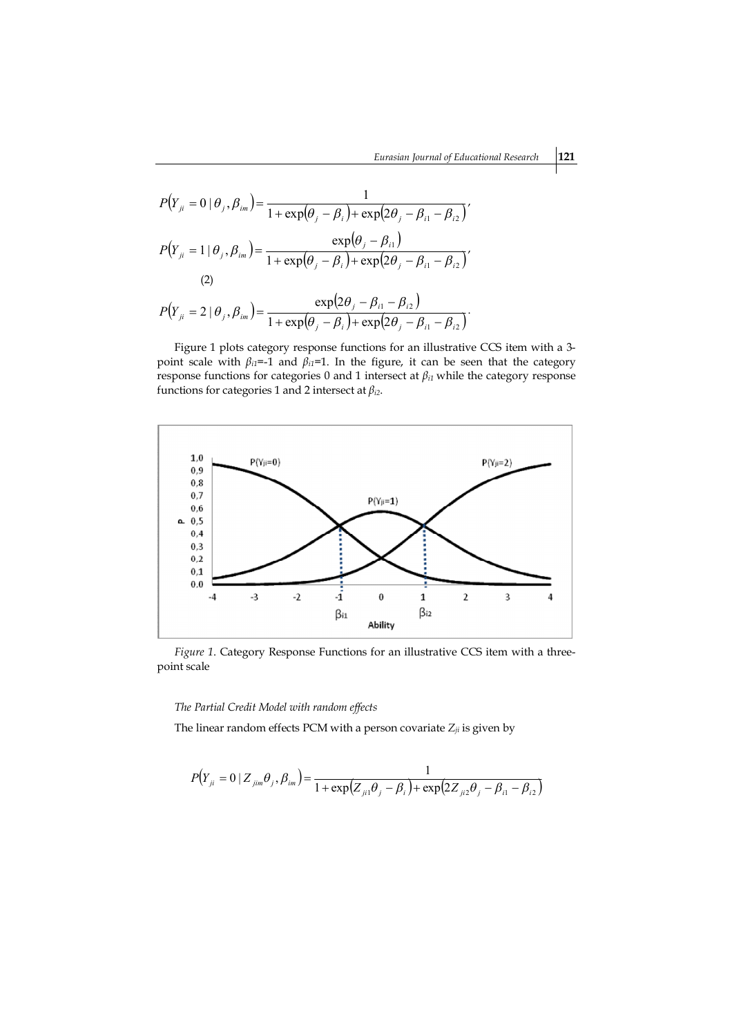$$P\left(Y_{ji}=0 \mid \theta_j, \beta_{im}\right)=\frac{1}{1+\exp\left(\theta_j-\beta_i\right)+\exp\left(2\theta_j-\beta_{i1}-\beta_{i2}\right)},$$

$$P\left(Y_{ji}=1 \mid \theta_j, \beta_{im}\right)=\frac{\exp\left(\theta_j-\beta_{i1}\right)}{1+\exp\left(\theta_j-\beta_i\right)+\exp\left(2\theta_j-\beta_{i1}-\beta_{i2}\right)},$$

(2)

$$P\left(Y_{ji}=2 \mid \theta_j, \beta_{im}\right)=\frac{\exp\left(2\theta_j-\beta_{i1}-\beta_{i2}\right)}{1+\exp\left(\theta_j-\beta_i\right)+\exp\left(2\theta_j-\beta_{i1}-\beta_{i2}\right)}.$$

Figure 1 plots category response functions for an illustrative CCS item with a 3-point scale with $\beta_{i1}$=-1 and $\beta_{i1}$=1. In the figure, it can be seen that the category response functions for categories 0 and 1 intersect at $\beta_{i1}$ while the category response functions for categories 1 and 2 intersect at $\beta_{i2}$.

P(Yji=0)
P(Yji=1)
P(Yji=2)
p
1,0
0,9
0,8
0,7
0,6
0,5
0,4
0,3
0,2
0,1
0.0
-4 -3 -2 -1 0 1 2 3 4
βi1
βi2
Ability

*Figure 1*. Category Response Functions for an illustrative CCS item with a three-point scale

*The Partial Credit Model with random effects*

The linear random effects PCM with a person covariate $Z_{ji}$ is given by

$$P\left(Y_{ji}=0 \mid Z_{jim}\theta_j, \beta_{im}\right)=\frac{1}{1+\exp\left(Z_{ji1}\theta_j-\beta_i\right)+\exp\left(2Z_{ji2}\theta_j-\beta_{i1}-\beta_{i2}\right)}$$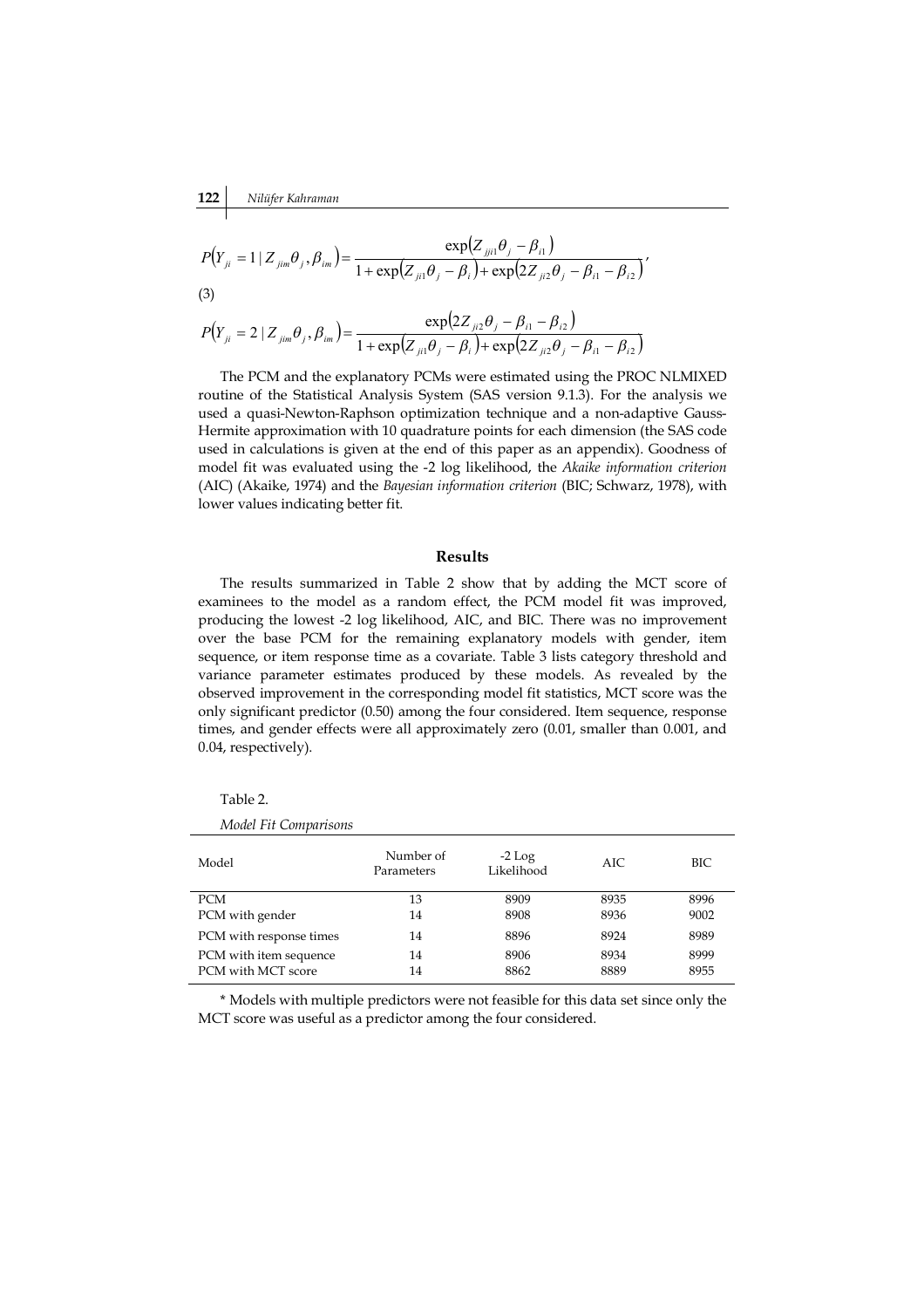$$P\left(Y_{ji}=1 \mid Z_{jim}\theta_j, \beta_{im}\right)=\frac{\exp\left(Z_{jji1}\theta_j-\beta_{i1}\right)}{1+\exp\left(Z_{ji1}\theta_j-\beta_i\right)+\exp\left(2Z_{ji2}\theta_j-\beta_{i1}-\beta_{i2}\right)},$$

(3)

$$P\left(Y_{ji}=2 \mid Z_{jim}\theta_j, \beta_{im}\right)=\frac{\exp\left(2Z_{ji2}\theta_j-\beta_{i1}-\beta_{i2}\right)}{1+\exp\left(Z_{ji1}\theta_j-\beta_i\right)+\exp\left(2Z_{ji2}\theta_j-\beta_{i1}-\beta_{i2}\right)}$$

The PCM and the explanatory PCMs were estimated using the PROC NLMIXED routine of the Statistical Analysis System (SAS version 9.1.3). For the analysis we used a quasi-Newton-Raphson optimization technique and a non-adaptive Gauss-Hermite approximation with 10 quadrature points for each dimension (the SAS code used in calculations is given at the end of this paper as an appendix). Goodness of model fit was evaluated using the -2 log likelihood, the *Akaike information criterion* (AIC) (Akaike, 1974) and the *Bayesian information criterion* (BIC; Schwarz, 1978), with lower values indicating better fit.

## Results

The results summarized in Table 2 show that by adding the MCT score of examinees to the model as a random effect, the PCM model fit was improved, producing the lowest -2 log likelihood, AIC, and BIC. There was no improvement over the base PCM for the remaining explanatory models with gender, item sequence, or item response time as a covariate. Table 3 lists category threshold and variance parameter estimates produced by these models. As revealed by the observed improvement in the corresponding model fit statistics, MCT score was the only significant predictor (0.50) among the four considered. Item sequence, response times, and gender effects were all approximately zero (0.01, smaller than 0.001, and 0.04, respectively).

Table 2.

*Model Fit Comparisons*

| Model | Number of Parameters | -2 Log Likelihood | AIC | BIC |
|---|---|---|---|---|
| PCM | 13 | 8909 | 8935 | 8996 |
| PCM with gender | 14 | 8908 | 8936 | 9002 |
| PCM with response times | 14 | 8896 | 8924 | 8989 |
| PCM with item sequence | 14 | 8906 | 8934 | 8999 |
| PCM with MCT score | 14 | 8862 | 8889 | 8955 |

* Models with multiple predictors were not feasible for this data set since only the MCT score was useful as a predictor among the four considered.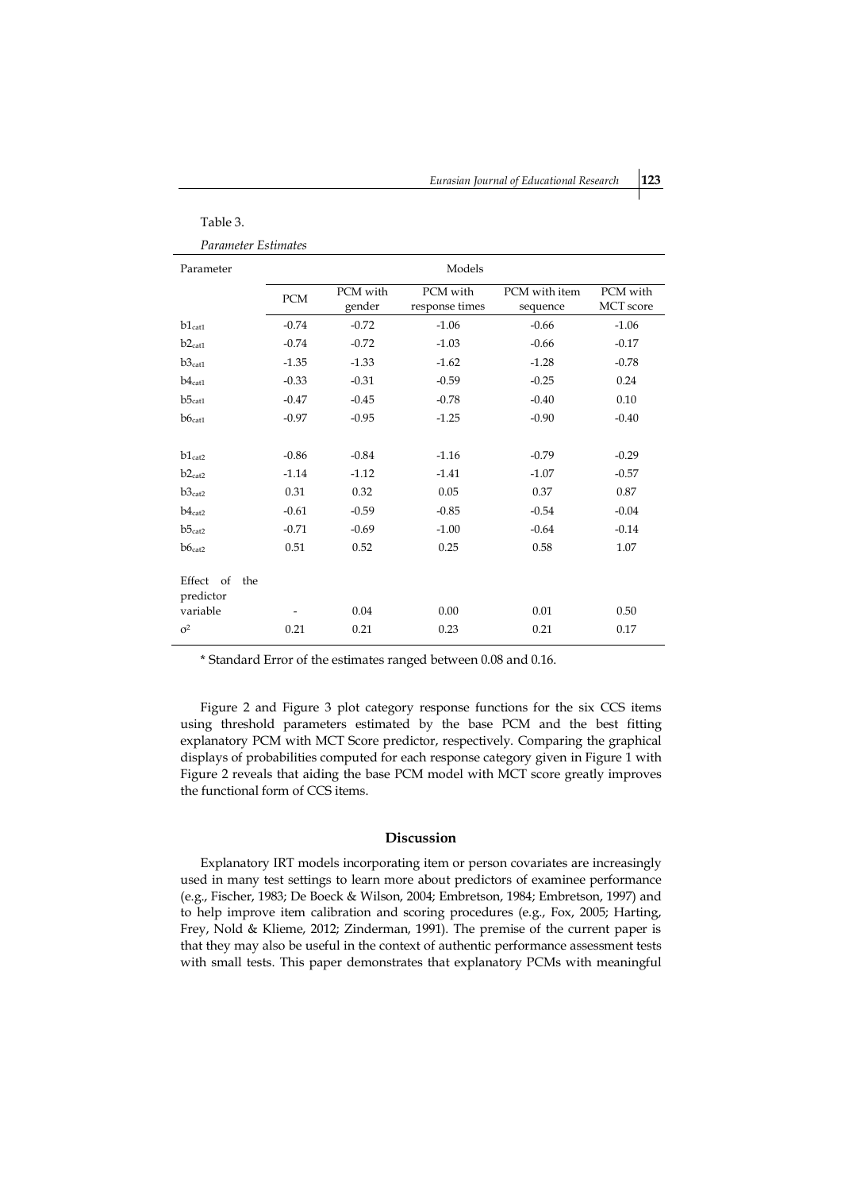Table 3.

*Parameter Estimates*

| Parameter | Models | | | | |
|---|---|---|---|---|---|
| | PCM | PCM with gender | PCM with response times | PCM with item sequence | PCM with MCT score |
| $b1_{cat1}$ | -0.74 | -0.72 | -1.06 | -0.66 | -1.06 |
| $b2_{cat1}$ | -0.74 | -0.72 | -1.03 | -0.66 | -0.17 |
| $b3_{cat1}$ | -1.35 | -1.33 | -1.62 | -1.28 | -0.78 |
| $b4_{cat1}$ | -0.33 | -0.31 | -0.59 | -0.25 | 0.24 |
| $b5_{cat1}$ | -0.47 | -0.45 | -0.78 | -0.40 | 0.10 |
| $b6_{cat1}$ | -0.97 | -0.95 | -1.25 | -0.90 | -0.40 |
| $b1_{cat2}$ | -0.86 | -0.84 | -1.16 | -0.79 | -0.29 |
| $b2_{cat2}$ | -1.14 | -1.12 | -1.41 | -1.07 | -0.57 |
| $b3_{cat2}$ | 0.31 | 0.32 | 0.05 | 0.37 | 0.87 |
| $b4_{cat2}$ | -0.61 | -0.59 | -0.85 | -0.54 | -0.04 |
| $b5_{cat2}$ | -0.71 | -0.69 | -1.00 | -0.64 | -0.14 |
| $b6_{cat2}$ | 0.51 | 0.52 | 0.25 | 0.58 | 1.07 |
| Effect of the predictor variable | - | 0.04 | 0.00 | 0.01 | 0.50 |
| $\sigma^2$ | 0.21 | 0.21 | 0.23 | 0.21 | 0.17 |

\* Standard Error of the estimates ranged between 0.08 and 0.16.

Figure 2 and Figure 3 plot category response functions for the six CCS items using threshold parameters estimated by the base PCM and the best fitting explanatory PCM with MCT Score predictor, respectively. Comparing the graphical displays of probabilities computed for each response category given in Figure 1 with Figure 2 reveals that aiding the base PCM model with MCT score greatly improves the functional form of CCS items.

## Discussion

Explanatory IRT models incorporating item or person covariates are increasingly used in many test settings to learn more about predictors of examinee performance (e.g., Fischer, 1983; De Boeck & Wilson, 2004; Embretson, 1984; Embretson, 1997) and to help improve item calibration and scoring procedures (e.g., Fox, 2005; Harting, Frey, Nold & Klieme, 2012; Zinderman, 1991). The premise of the current paper is that they may also be useful in the context of authentic performance assessment tests with small tests. This paper demonstrates that explanatory PCMs with meaningful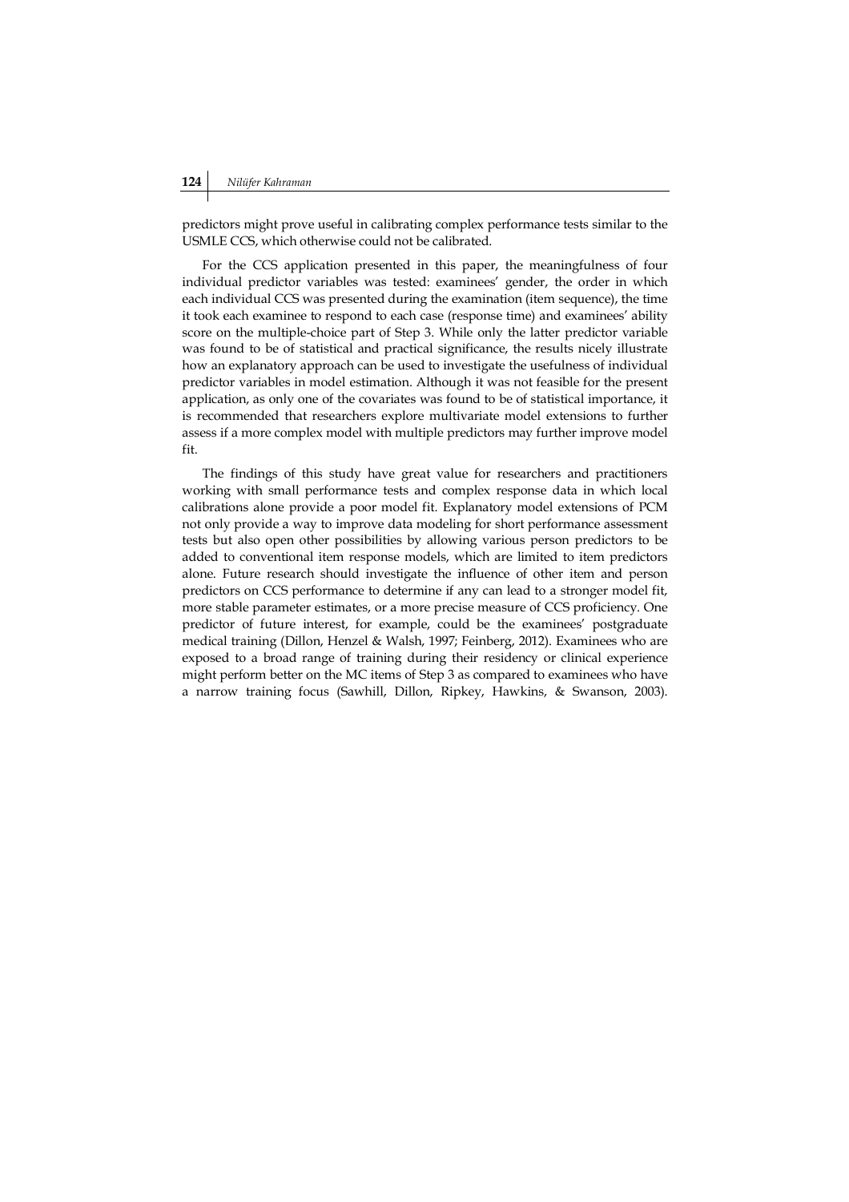predictors might prove useful in calibrating complex performance tests similar to the USMLE CCS, which otherwise could not be calibrated.

For the CCS application presented in this paper, the meaningfulness of four individual predictor variables was tested: examinees' gender, the order in which each individual CCS was presented during the examination (item sequence), the time it took each examinee to respond to each case (response time) and examinees' ability score on the multiple-choice part of Step 3. While only the latter predictor variable was found to be of statistical and practical significance, the results nicely illustrate how an explanatory approach can be used to investigate the usefulness of individual predictor variables in model estimation. Although it was not feasible for the present application, as only one of the covariates was found to be of statistical importance, it is recommended that researchers explore multivariate model extensions to further assess if a more complex model with multiple predictors may further improve model fit.

The findings of this study have great value for researchers and practitioners working with small performance tests and complex response data in which local calibrations alone provide a poor model fit. Explanatory model extensions of PCM not only provide a way to improve data modeling for short performance assessment tests but also open other possibilities by allowing various person predictors to be added to conventional item response models, which are limited to item predictors alone. Future research should investigate the influence of other item and person predictors on CCS performance to determine if any can lead to a stronger model fit, more stable parameter estimates, or a more precise measure of CCS proficiency. One predictor of future interest, for example, could be the examinees' postgraduate medical training (Dillon, Henzel & Walsh, 1997; Feinberg, 2012). Examinees who are exposed to a broad range of training during their residency or clinical experience might perform better on the MC items of Step 3 as compared to examinees who have a narrow training focus (Sawhill, Dillon, Ripkey, Hawkins, & Swanson, 2003).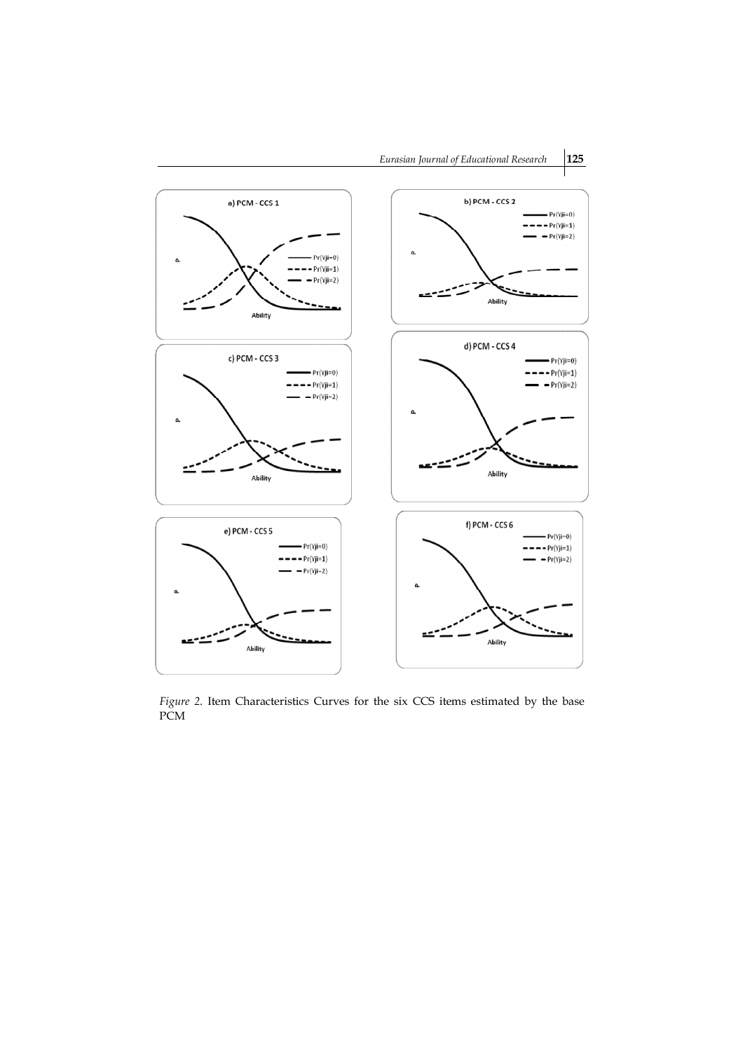a) PCM - CCS 1

P

Ability

Pr(Yji=0)
Pr(Yji=1)
Pr(Yji=2)

b) PCM - CCS 2

P

Ability

Pr(Yji=0)
Pr(Yji=1)
Pr(Yji=2)

c) PCM - CCS 3

P

Ability

Pr(Yji=0)
Pr(Yji=1)
Pr(Yji=2)

d) PCM - CCS 4

P

Ability

Pr(Yji=0)
Pr(Yji=1)
Pr(Yji=2)

e) PCM - CCS 5

P

Ability

Pr(Yji=0)
Pr(Yji=1)
Pr(Yji=2)

f) PCM - CCS 6

P

Ability

Pr(Yji=0)
Pr(Yji=1)
Pr(Yji=2)

*Figure 2.* Item Characteristics Curves for the six CCS items estimated by the base PCM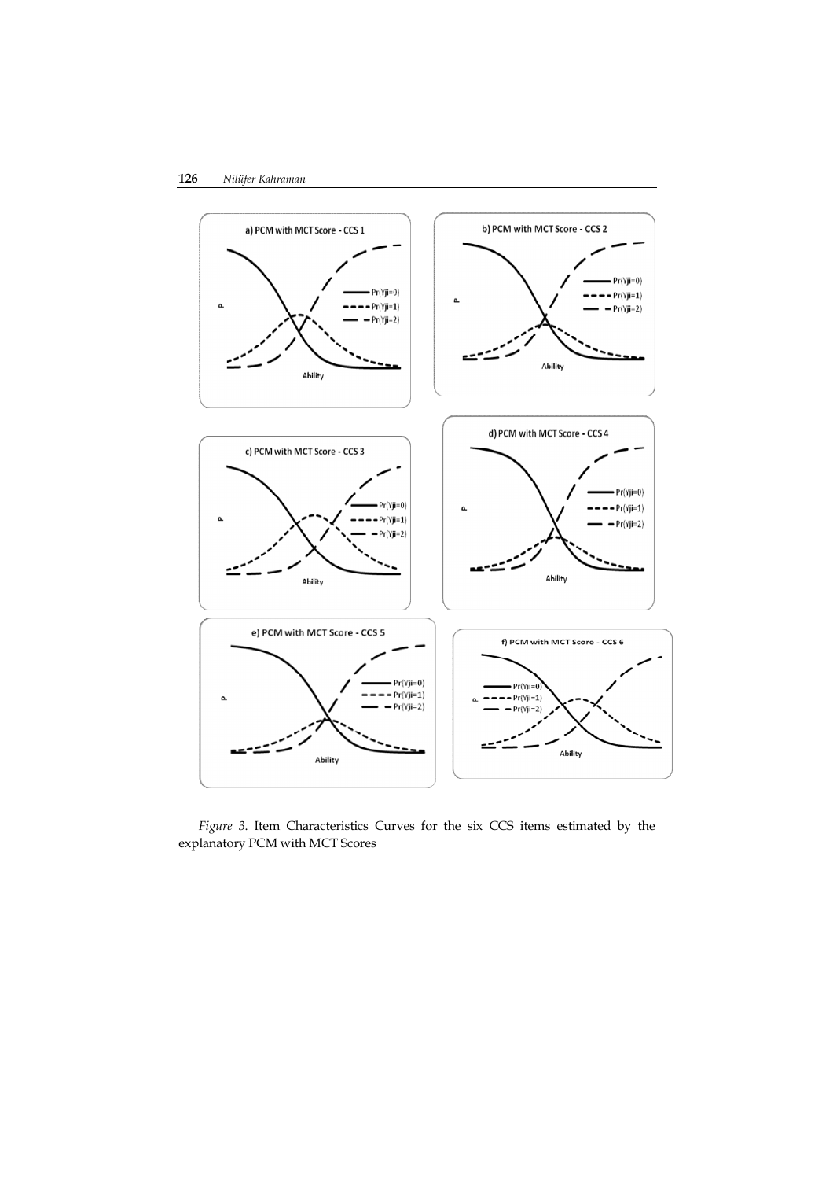a) PCM with MCT Score - CCS 1

Pr(Yji=0)
Pr(Yji=1)
Pr(Yji=2)

P

Ability

b) PCM with MCT Score - CCS 2

Pr(Yji=0)
Pr(Yji=1)
Pr(Yji=2)

P

Ability

c) PCM with MCT Score - CCS 3

Pr(Yji=0)
Pr(Yji=1)
Pr(Yji=2)

P

Ability

d) PCM with MCT Score - CCS 4

Pr(Yji=0)
Pr(Yji=1)
Pr(Yji=2)

P

Ability

e) PCM with MCT Score - CCS 5

Pr(Yji=0)
Pr(Yji=1)
Pr(Yji=2)

P

Ability

f) PCM with MCT Score - CCS 6

Pr(Yji=0)
Pr(Yji=1)
Pr(Yji=2)

P

Ability

*Figure 3.* Item Characteristics Curves for the six CCS items estimated by the explanatory PCM with MCT Scores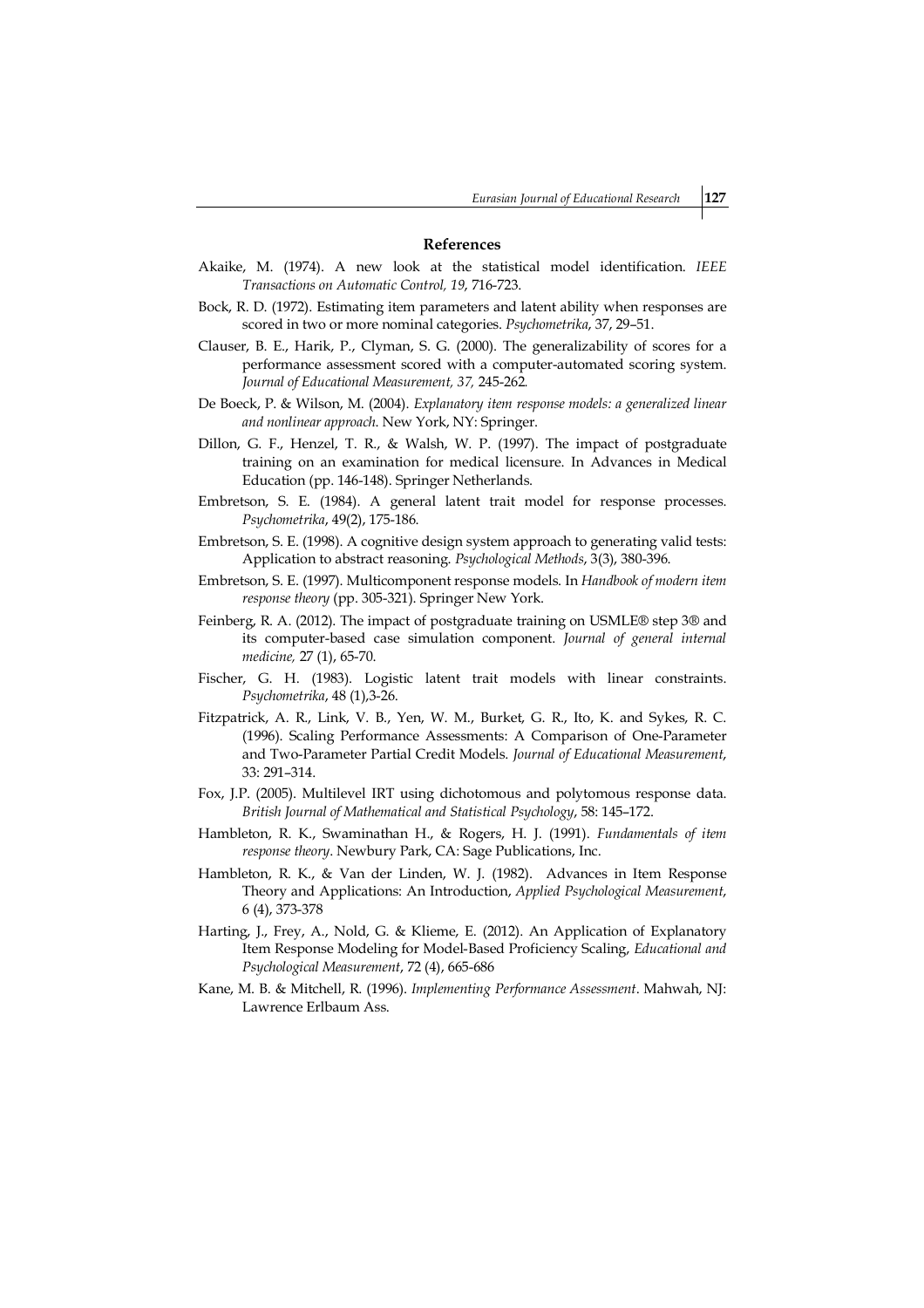## References

Akaike, M. (1974). A new look at the statistical model identification. *IEEE Transactions on Automatic Control, 19*, 716-723.

Bock, R. D. (1972). Estimating item parameters and latent ability when responses are scored in two or more nominal categories. *Psychometrika*, 37, 29–51.

Clauser, B. E., Harik, P., Clyman, S. G. (2000). The generalizability of scores for a performance assessment scored with a computer-automated scoring system. *Journal of Educational Measurement, 37,* 245-262.

De Boeck, P. & Wilson, M. (2004). *Explanatory item response models: a generalized linear and nonlinear approach.* New York, NY: Springer.

Dillon, G. F., Henzel, T. R., & Walsh, W. P. (1997). The impact of postgraduate training on an examination for medical licensure. In Advances in Medical Education (pp. 146-148). Springer Netherlands.

Embretson, S. E. (1984). A general latent trait model for response processes. *Psychometrika*, 49(2), 175-186.

Embretson, S. E. (1998). A cognitive design system approach to generating valid tests: Application to abstract reasoning. *Psychological Methods*, 3(3), 380-396.

Embretson, S. E. (1997). Multicomponent response models. In *Handbook of modern item response theory* (pp. 305-321). Springer New York.

Feinberg, R. A. (2012). The impact of postgraduate training on USMLE® step 3® and its computer-based case simulation component. *Journal of general internal medicine,* 27 (1), 65-70.

Fischer, G. H. (1983). Logistic latent trait models with linear constraints. *Psychometrika*, 48 (1),3-26.

Fitzpatrick, A. R., Link, V. B., Yen, W. M., Burket, G. R., Ito, K. and Sykes, R. C. (1996). Scaling Performance Assessments: A Comparison of One-Parameter and Two-Parameter Partial Credit Models. *Journal of Educational Measurement*, 33: 291–314.

Fox, J.P. (2005). Multilevel IRT using dichotomous and polytomous response data. *British Journal of Mathematical and Statistical Psychology*, 58: 145–172.

Hambleton, R. K., Swaminathan H., & Rogers, H. J. (1991). *Fundamentals of item response theory*. Newbury Park, CA: Sage Publications, Inc.

Hambleton, R. K., & Van der Linden, W. J. (1982). Advances in Item Response Theory and Applications: An Introduction, *Applied Psychological Measurement*, 6 (4), 373-378

Harting, J., Frey, A., Nold, G. & Klieme, E. (2012). An Application of Explanatory Item Response Modeling for Model-Based Proficiency Scaling, *Educational and Psychological Measurement*, 72 (4), 665-686

Kane, M. B. & Mitchell, R. (1996). *Implementing Performance Assessment*. Mahwah, NJ: Lawrence Erlbaum Ass.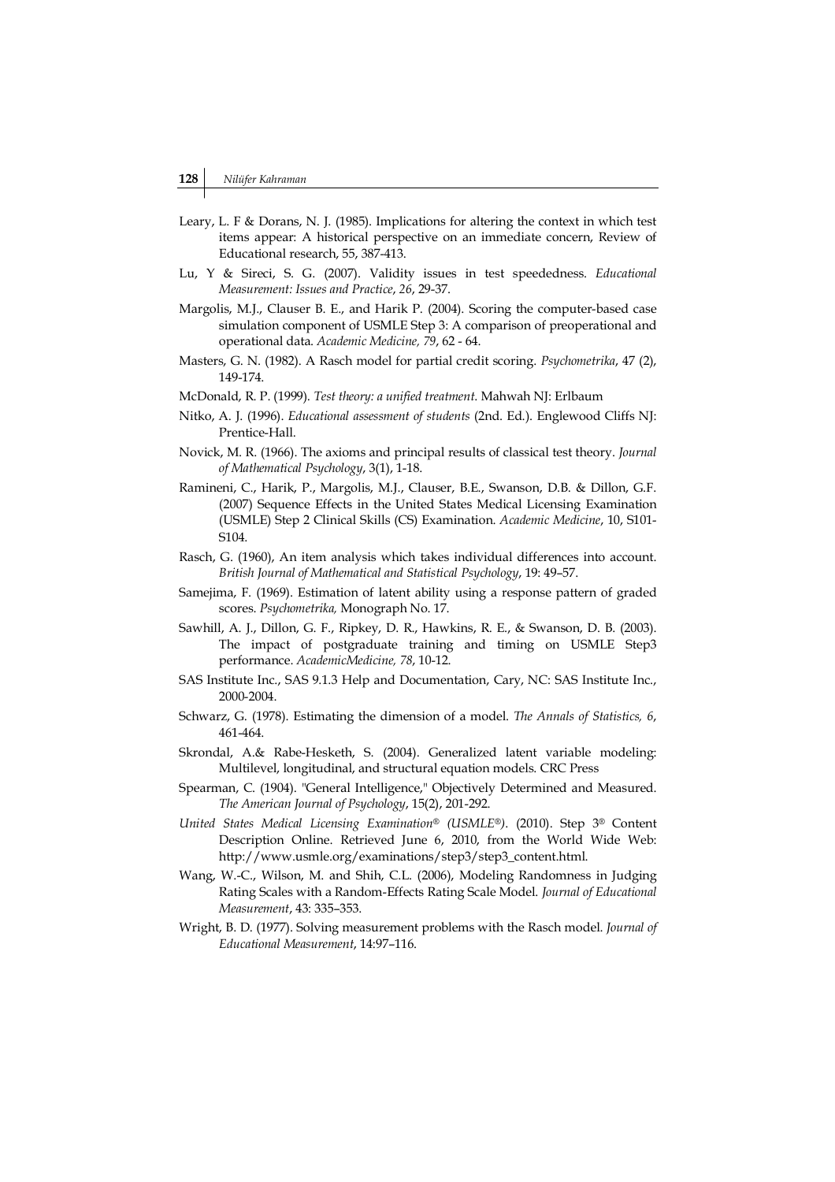Leary, L. F & Dorans, N. J. (1985). Implications for altering the context in which test items appear: A historical perspective on an immediate concern, Review of Educational research, 55, 387-413.

Lu, Y & Sireci, S. G. (2007). Validity issues in test speededness. *Educational Measurement: Issues and Practice*, *26*, 29-37.

Margolis, M.J., Clauser B. E., and Harik P. (2004). Scoring the computer-based case simulation component of USMLE Step 3: A comparison of preoperational and operational data. *Academic Medicine, 79*, 62 - 64.

Masters, G. N. (1982). A Rasch model for partial credit scoring. *Psychometrika*, 47 (2), 149-174.

McDonald, R. P. (1999). *Test theory: a unified treatment.* Mahwah NJ: Erlbaum

Nitko, A. J. (1996). *Educational assessment of students* (2nd. Ed.). Englewood Cliffs NJ: Prentice-Hall.

Novick, M. R. (1966). The axioms and principal results of classical test theory. *Journal of Mathematical Psychology*, 3(1), 1-18.

Ramineni, C., Harik, P., Margolis, M.J., Clauser, B.E., Swanson, D.B. & Dillon, G.F. (2007) Sequence Effects in the United States Medical Licensing Examination (USMLE) Step 2 Clinical Skills (CS) Examination. *Academic Medicine*, 10, S101-S104.

Rasch, G. (1960), An item analysis which takes individual differences into account. *British Journal of Mathematical and Statistical Psychology*, 19: 49–57.

Samejima, F. (1969). Estimation of latent ability using a response pattern of graded scores. *Psychometrika,* Monograph No. 17.

Sawhill, A. J., Dillon, G. F., Ripkey, D. R., Hawkins, R. E., & Swanson, D. B. (2003). The impact of postgraduate training and timing on USMLE Step3 performance. *AcademicMedicine, 78*, 10-12.

SAS Institute Inc., SAS 9.1.3 Help and Documentation, Cary, NC: SAS Institute Inc., 2000-2004.

Schwarz, G. (1978). Estimating the dimension of a model. *The Annals of Statistics, 6*, 461-464.

Skrondal, A.& Rabe-Hesketh, S. (2004). Generalized latent variable modeling: Multilevel, longitudinal, and structural equation models. CRC Press

Spearman, C. (1904). "General Intelligence," Objectively Determined and Measured. *The American Journal of Psychology*, 15(2), 201-292.

*United States Medical Licensing Examination® (USMLE®)*. (2010). Step 3® Content Description Online. Retrieved June 6, 2010, from the World Wide Web: http://www.usmle.org/examinations/step3/step3_content.html.

Wang, W.-C., Wilson, M. and Shih, C.L. (2006), Modeling Randomness in Judging Rating Scales with a Random-Effects Rating Scale Model. *Journal of Educational Measurement*, 43: 335–353.

Wright, B. D. (1977). Solving measurement problems with the Rasch model. *Journal of Educational Measurement*, 14:97–116.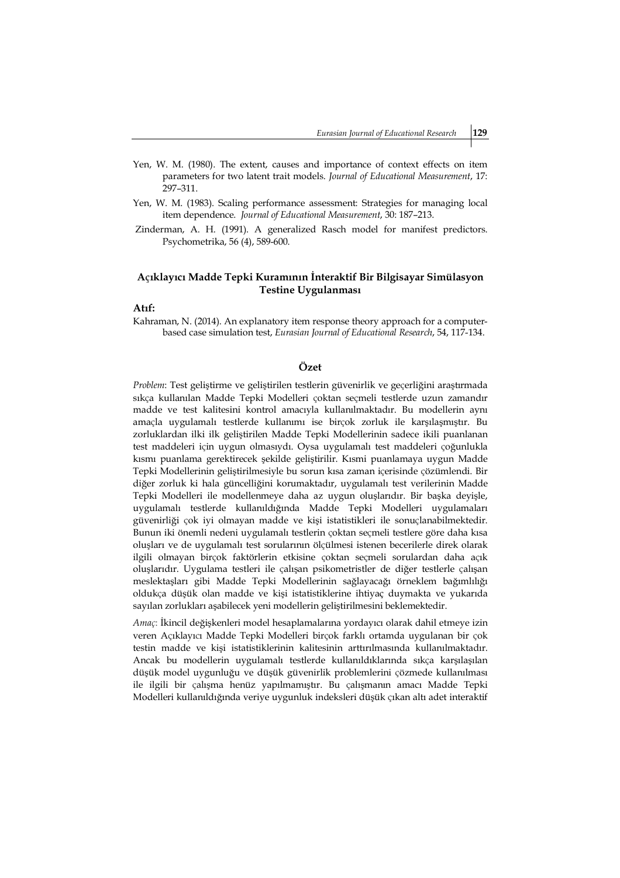Yen, W. M. (1980). The extent, causes and importance of context effects on item parameters for two latent trait models. *Journal of Educational Measurement*, 17: 297–311.

Yen, W. M. (1983). Scaling performance assessment: Strategies for managing local item dependence. *Journal of Educational Measurement*, 30: 187–213.

Zinderman, A. H. (1991). A generalized Rasch model for manifest predictors. Psychometrika, 56 (4), 589-600.

## Açıklayıcı Madde Tepki Kuramının İnteraktif Bir Bilgisayar Simülasyon Testine Uygulanması

**Atıf:**

Kahraman, N. (2014). An explanatory item response theory approach for a computer-based case simulation test, *Eurasian Journal of Educational Research*, 54, 117-134.

### Özet

*Problem*: Test geliştirme ve geliştirilen testlerin güvenirlik ve geçerliğini araştırmada sıkça kullanılan Madde Tepki Modelleri çoktan seçmeli testlerde uzun zamandır madde ve test kalitesini kontrol amacıyla kullanılmaktadır. Bu modellerin aynı amaçla uygulamalı testlerde kullanımı ise birçok zorluk ile karşılaşmıştır. Bu zorluklardan ilki ilk geliştirilen Madde Tepki Modellerinin sadece ikili puanlanan test maddeleri için uygun olmasıydı. Oysa uygulamalı test maddeleri çoğunlukla kısmı puanlama gerektirecek şekilde geliştirilir. Kısmi puanlamaya uygun Madde Tepki Modellerinin geliştirilmesiyle bu sorun kısa zaman içerisinde çözümlendi. Bir diğer zorluk ki hala güncelliğini korumaktadır, uygulamalı test verilerinin Madde Tepki Modelleri ile modellenmeye daha az uygun oluşlarıdır. Bir başka deyişle, uygulamalı testlerde kullanıldığında Madde Tepki Modelleri uygulamaları güvenirliği çok iyi olmayan madde ve kişi istatistikleri ile sonuçlanabilmektedir. Bunun iki önemli nedeni uygulamalı testlerin çoktan seçmeli testlere göre daha kısa oluşları ve de uygulamalı test sorularının ölçülmesi istenen becerilerle direk olarak ilgili olmayan birçok faktörlerin etkisine çoktan seçmeli sorulardan daha açık oluşlarıdır. Uygulama testleri ile çalışan psikometristler de diğer testlerle çalışan meslektaşları gibi Madde Tepki Modellerinin sağlayacağı örneklem bağımlılığı oldukça düşük olan madde ve kişi istatistiklerine ihtiyaç duymakta ve yukarıda sayılan zorlukları aşabilecek yeni modellerin geliştirilmesini beklemektedir.

*Amaç*: İkincil değişkenleri model hesaplamalarına yordayıcı olarak dahil etmeye izin veren Açıklayıcı Madde Tepki Modelleri birçok farklı ortamda uygulanan bir çok testin madde ve kişi istatistiklerinin kalitesinin arttırılmasında kullanılmaktadır. Ancak bu modellerin uygulamalı testlerde kullanıldıklarında sıkça karşılaşılan düşük model uygunluğu ve düşük güvenirlik problemlerini çözmede kullanılması ile ilgili bir çalışma henüz yapılmamıştır. Bu çalışmanın amacı Madde Tepki Modelleri kullanıldığında veriye uygunluk indeksleri düşük çıkan altı adet interaktif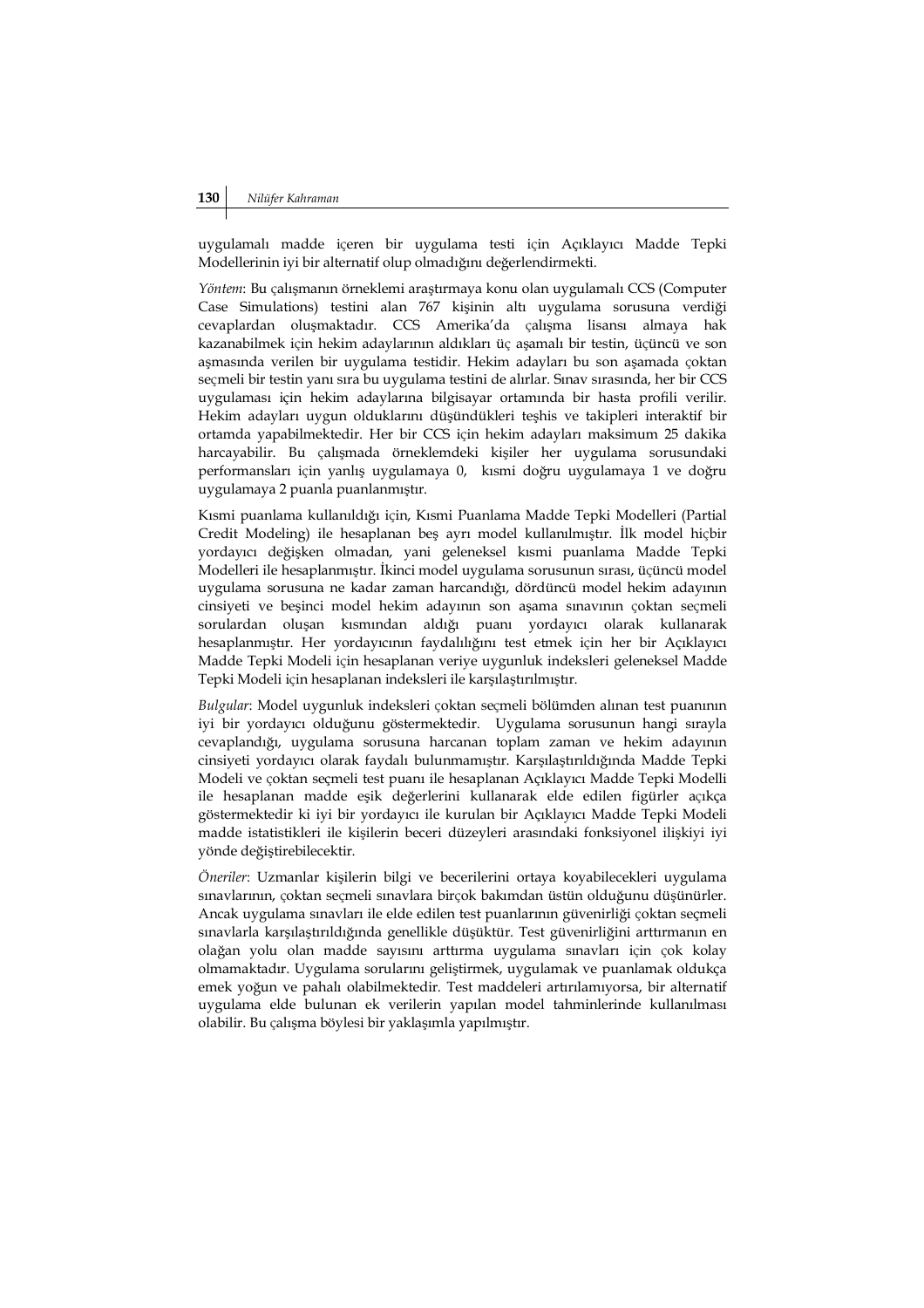uygulamalı madde içeren bir uygulama testi için Açıklayıcı Madde Tepki Modellerinin iyi bir alternatif olup olmadığını değerlendirmekti.

*Yöntem*: Bu çalışmanın örneklemi araştırmaya konu olan uygulamalı CCS (Computer Case Simulations) testini alan 767 kişinin altı uygulama sorusuna verdiği cevaplardan oluşmaktadır. CCS Amerika'da çalışma lisansı almaya hak kazanabilmek için hekim adaylarının aldıkları üç aşamalı bir testin, üçüncü ve son aşmasında verilen bir uygulama testidir. Hekim adayları bu son aşamada çoktan seçmeli bir testin yanı sıra bu uygulama testini de alırlar. Sınav sırasında, her bir CCS uygulaması için hekim adaylarına bilgisayar ortamında bir hasta profili verilir. Hekim adayları uygun olduklarını düşündükleri teşhis ve takipleri interaktif bir ortamda yapabilmektedir. Her bir CCS için hekim adayları maksimum 25 dakika harcayabilir. Bu çalışmada örneklemdeki kişiler her uygulama sorusundaki performansları için yanlış uygulamaya 0, kısmi doğru uygulamaya 1 ve doğru uygulamaya 2 puanla puanlanmıştır.

Kısmi puanlama kullanıldığı için, Kısmi Puanlama Madde Tepki Modelleri (Partial Credit Modeling) ile hesaplanan beş ayrı model kullanılmıştır. İlk model hiçbir yordayıcı değişken olmadan, yani geleneksel kısmi puanlama Madde Tepki Modelleri ile hesaplanmıştır. İkinci model uygulama sorusunun sırası, üçüncü model uygulama sorusuna ne kadar zaman harcandığı, dördüncü model hekim adayının cinsiyeti ve beşinci model hekim adayının son aşama sınavının çoktan seçmeli sorulardan oluşan kısmından aldığı puanı yordayıcı olarak kullanarak hesaplanmıştır. Her yordayıcının faydalılığını test etmek için her bir Açıklayıcı Madde Tepki Modeli için hesaplanan veriye uygunluk indeksleri geleneksel Madde Tepki Modeli için hesaplanan indeksleri ile karşılaştırılmıştır.

*Bulgular*: Model uygunluk indeksleri çoktan seçmeli bölümden alınan test puanının iyi bir yordayıcı olduğunu göstermektedir. Uygulama sorusunun hangi sırayla cevaplandığı, uygulama sorusuna harcanan toplam zaman ve hekim adayının cinsiyeti yordayıcı olarak faydalı bulunmamıştır. Karşılaştırıldığında Madde Tepki Modeli ve çoktan seçmeli test puanı ile hesaplanan Açıklayıcı Madde Tepki Modelli ile hesaplanan madde eşik değerlerini kullanarak elde edilen figürler açıkça göstermektedir ki iyi bir yordayıcı ile kurulan bir Açıklayıcı Madde Tepki Modeli madde istatistikleri ile kişilerin beceri düzeyleri arasındaki fonksiyonel ilişkiyi iyi yönde değiştirebilecektir.

*Öneriler*: Uzmanlar kişilerin bilgi ve becerilerini ortaya koyabilecekleri uygulama sınavlarının, çoktan seçmeli sınavlara birçok bakımdan üstün olduğunu düşünürler. Ancak uygulama sınavları ile elde edilen test puanlarının güvenirliği çoktan seçmeli sınavlarla karşılaştırıldığında genellikle düşüktür. Test güvenirliğini arttırmanın en olağan yolu olan madde sayısını arttırma uygulama sınavları için çok kolay olmamaktadır. Uygulama sorularını geliştirmek, uygulamak ve puanlamak oldukça emek yoğun ve pahalı olabilmektedir. Test maddeleri artırılamıyorsa, bir alternatif uygulama elde bulunan ek verilerin yapılan model tahminlerinde kullanılması olabilir. Bu çalışma böylesi bir yaklaşımla yapılmıştır.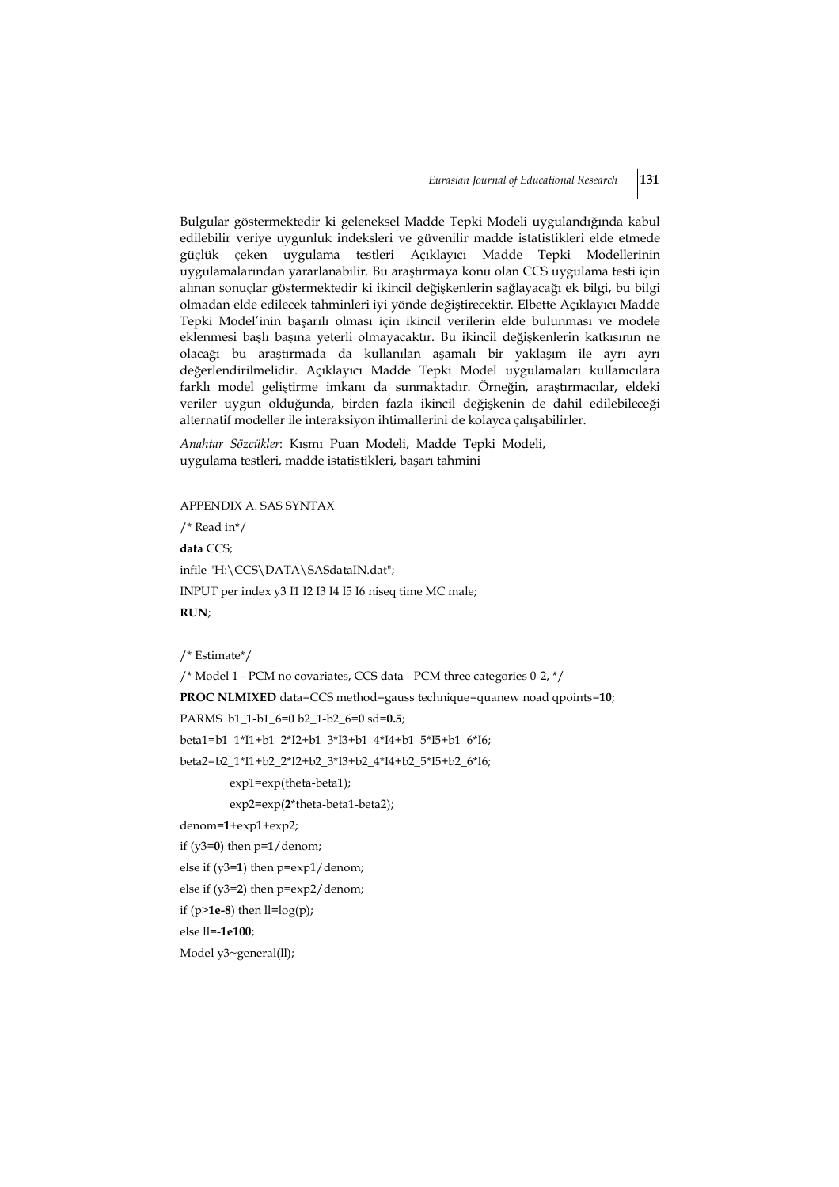Bulgular göstermektedir ki geleneksel Madde Tepki Modeli uygulandığında kabul edilebilir veriye uygunluk indeksleri ve güvenilir madde istatistikleri elde etmede güçlük çeken uygulama testleri Açıklayıcı Madde Tepki Modellerinin uygulamalarından yararlanabilir. Bu araştırmaya konu olan CCS uygulama testi için alınan sonuçlar göstermektedir ki ikincil değişkenlerin sağlayacağı ek bilgi, bu bilgi olmadan elde edilecek tahminleri iyi yönde değiştirecektir. Elbette Açıklayıcı Madde Tepki Model'inin başarılı olması için ikincil verilerin elde bulunması ve modele eklenmesi başlı başına yeterli olmayacaktır. Bu ikincil değişkenlerin katkısının ne olacağı bu araştırmada da kullanılan aşamalı bir yaklaşım ile ayrı ayrı değerlendirilmelidir. Açıklayıcı Madde Tepki Model uygulamaları kullanıcılara farklı model geliştirme imkanı da sunmaktadır. Örneğin, araştırmacılar, eldeki veriler uygun olduğunda, birden fazla ikincil değişkenin de dahil edilebileceği alternatif modeller ile interaksiyon ihtimallerini de kolayca çalışabilirler.

*Anahtar Sözcükler*: Kısmı Puan Modeli, Madde Tepki Modeli, uygulama testleri, madde istatistikleri, başarı tahmini

APPENDIX A. SAS SYNTAX

```
/* Read in*/
data CCS;
infile "H:\CCS\DATA\SASdataIN.dat";
INPUT per index y3 I1 I2 I3 I4 I5 I6 niseq time MC male;
RUN;

/* Estimate*/
/* Model 1 - PCM no covariates, CCS data - PCM three categories 0-2, */
PROC NLMIXED data=CCS method=gauss technique=quanew noad qpoints=10;
PARMS  b1_1-b1_6=0 b2_1-b2_6=0 sd=0.5;
beta1=b1_1*I1+b1_2*I2+b1_3*I3+b1_4*I4+b1_5*I5+b1_6*I6;
beta2=b2_1*I1+b2_2*I2+b2_3*I3+b2_4*I4+b2_5*I5+b2_6*I6;
        exp1=exp(theta-beta1);
        exp2=exp(2*theta-beta1-beta2);
denom=1+exp1+exp2;
if (y3=0) then p=1/denom;
else if (y3=1) then p=exp1/denom;
else if (y3=2) then p=exp2/denom;
if (p>1e-8) then ll=log(p);
else ll=-1e100;
Model y3~general(ll);
```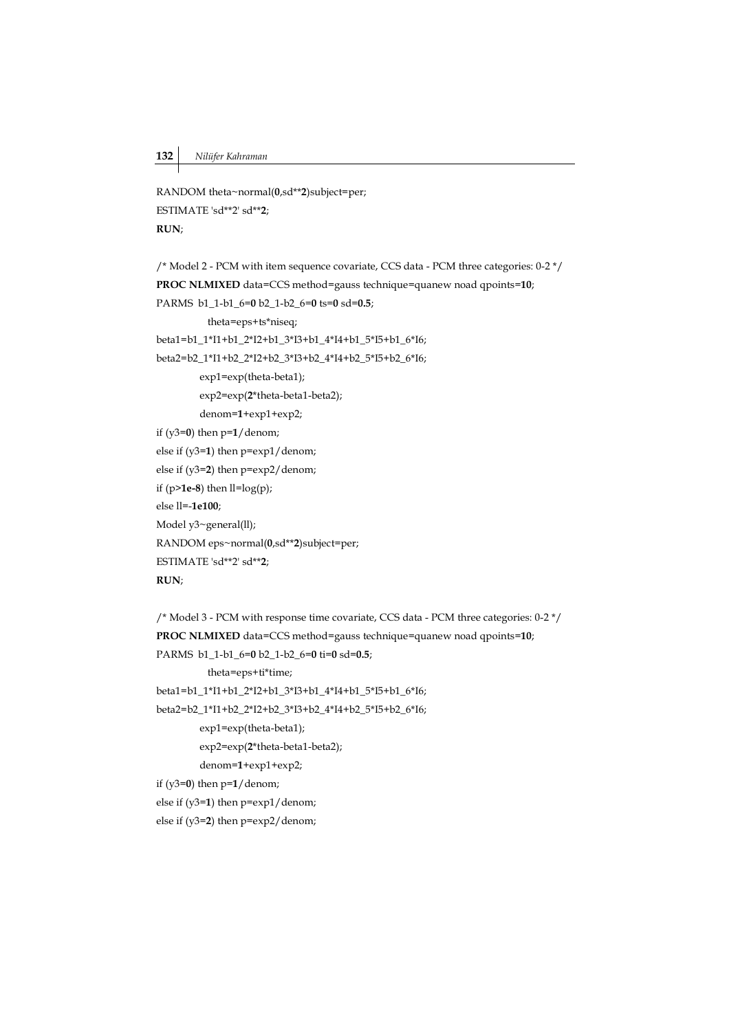```
RANDOM theta~normal(0,sd**2)subject=per;
ESTIMATE 'sd**2' sd**2;
RUN;

/* Model 2 - PCM with item sequence covariate, CCS data - PCM three categories: 0-2 */
PROC NLMIXED data=CCS method=gauss technique=quanew noad qpoints=10;
PARMS  b1_1-b1_6=0 b2_1-b2_6=0 ts=0 sd=0.5;
        theta=eps+ts*niseq;
beta1=b1_1*I1+b1_2*I2+b1_3*I3+b1_4*I4+b1_5*I5+b1_6*I6;
beta2=b2_1*I1+b2_2*I2+b2_3*I3+b2_4*I4+b2_5*I5+b2_6*I6;
      exp1=exp(theta-beta1);
      exp2=exp(2*theta-beta1-beta2);
      denom=1+exp1+exp2;
if (y3=0) then p=1/denom;
else if (y3=1) then p=exp1/denom;
else if (y3=2) then p=exp2/denom;
if (p>1e-8) then ll=log(p);
else ll=-1e100;
Model y3~general(ll);
RANDOM eps~normal(0,sd**2)subject=per;
ESTIMATE 'sd**2' sd**2;
RUN;

/* Model 3 - PCM with response time covariate, CCS data - PCM three categories: 0-2 */
PROC NLMIXED data=CCS method=gauss technique=quanew noad qpoints=10;
PARMS  b1_1-b1_6=0 b2_1-b2_6=0 ti=0 sd=0.5;
        theta=eps+ti*time;
beta1=b1_1*I1+b1_2*I2+b1_3*I3+b1_4*I4+b1_5*I5+b1_6*I6;
beta2=b2_1*I1+b2_2*I2+b2_3*I3+b2_4*I4+b2_5*I5+b2_6*I6;
      exp1=exp(theta-beta1);
      exp2=exp(2*theta-beta1-beta2);
      denom=1+exp1+exp2;
if (y3=0) then p=1/denom;
else if (y3=1) then p=exp1/denom;
else if (y3=2) then p=exp2/denom;
```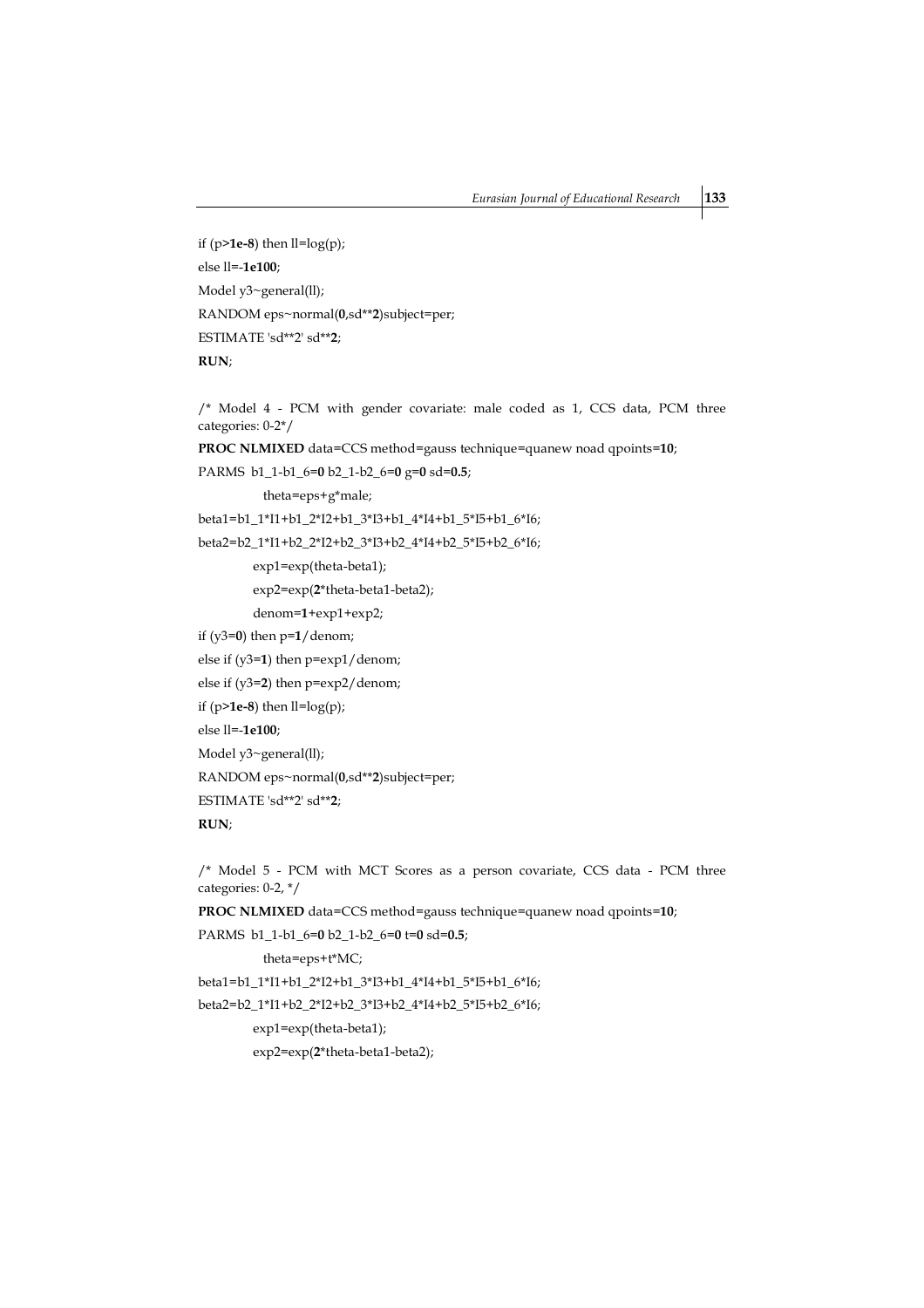```
if (p>1e-8) then ll=log(p);
else ll=-1e100;
Model y3~general(ll);
RANDOM eps~normal(0,sd**2)subject=per;
ESTIMATE 'sd**2' sd**2;
RUN;
```

```
/* Model 4 - PCM with gender covariate: male coded as 1, CCS data, PCM three categories: 0-2*/
PROC NLMIXED data=CCS method=gauss technique=quanew noad qpoints=10;
PARMS  b1_1-b1_6=0 b2_1-b2_6=0 g=0 sd=0.5;
        theta=eps+g*male;
beta1=b1_1*I1+b1_2*I2+b1_3*I3+b1_4*I4+b1_5*I5+b1_6*I6;
beta2=b2_1*I1+b2_2*I2+b2_3*I3+b2_4*I4+b2_5*I5+b2_6*I6;
      exp1=exp(theta-beta1);
      exp2=exp(2*theta-beta1-beta2);
      denom=1+exp1+exp2;
if (y3=0) then p=1/denom;
else if (y3=1) then p=exp1/denom;
else if (y3=2) then p=exp2/denom;
if (p>1e-8) then ll=log(p);
else ll=-1e100;
Model y3~general(ll);
RANDOM eps~normal(0,sd**2)subject=per;
ESTIMATE 'sd**2' sd**2;
RUN;
```

```
/* Model 5 - PCM with MCT Scores as a person covariate, CCS data - PCM three categories: 0-2, */
PROC NLMIXED data=CCS method=gauss technique=quanew noad qpoints=10;
PARMS  b1_1-b1_6=0 b2_1-b2_6=0 t=0 sd=0.5;
        theta=eps+t*MC;
beta1=b1_1*I1+b1_2*I2+b1_3*I3+b1_4*I4+b1_5*I5+b1_6*I6;
beta2=b2_1*I1+b2_2*I2+b2_3*I3+b2_4*I4+b2_5*I5+b2_6*I6;
      exp1=exp(theta-beta1);
      exp2=exp(2*theta-beta1-beta2);
```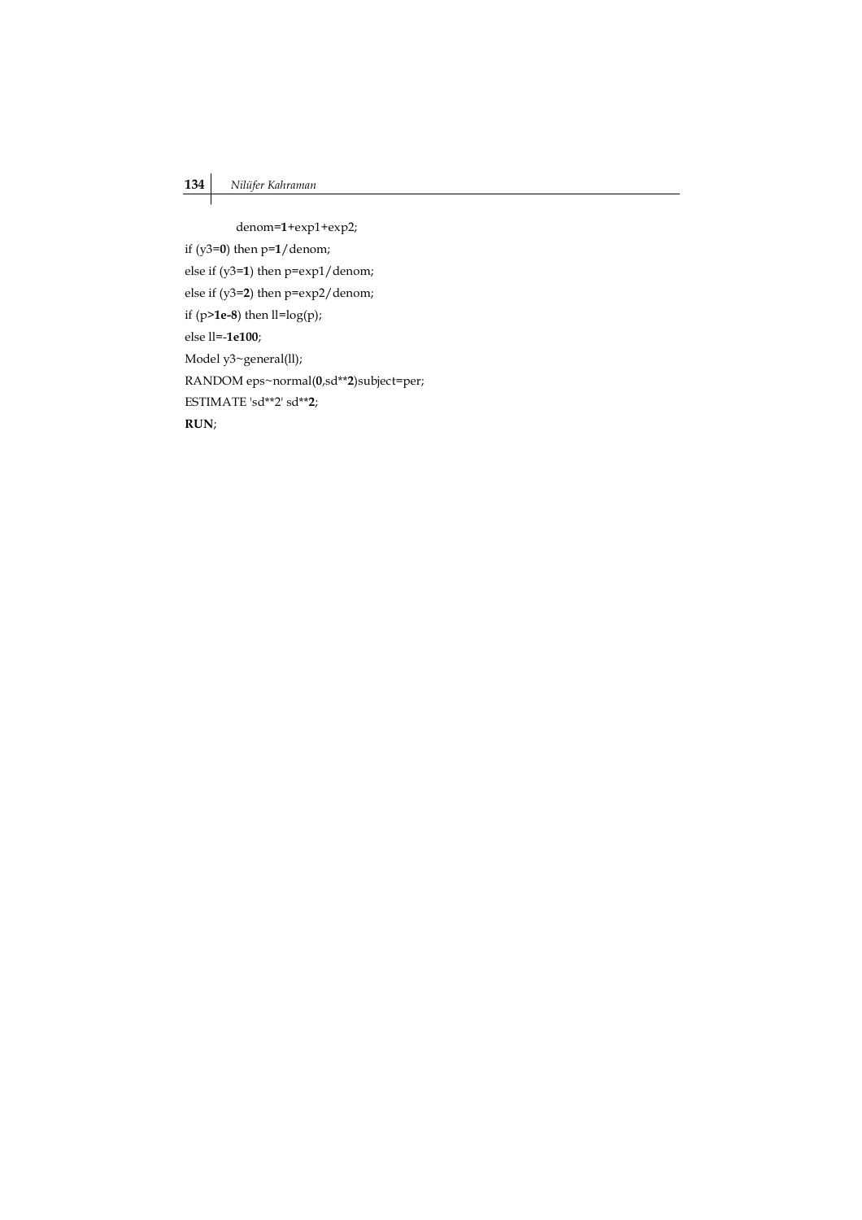```
        denom=1+exp1+exp2;
if (y3=0) then p=1/denom;
else if (y3=1) then p=exp1/denom;
else if (y3=2) then p=exp2/denom;
if (p>1e-8) then ll=log(p);
else ll=-1e100;
Model y3~general(ll);
RANDOM eps~normal(0,sd**2)subject=per;
ESTIMATE 'sd**2' sd**2;
RUN;
```